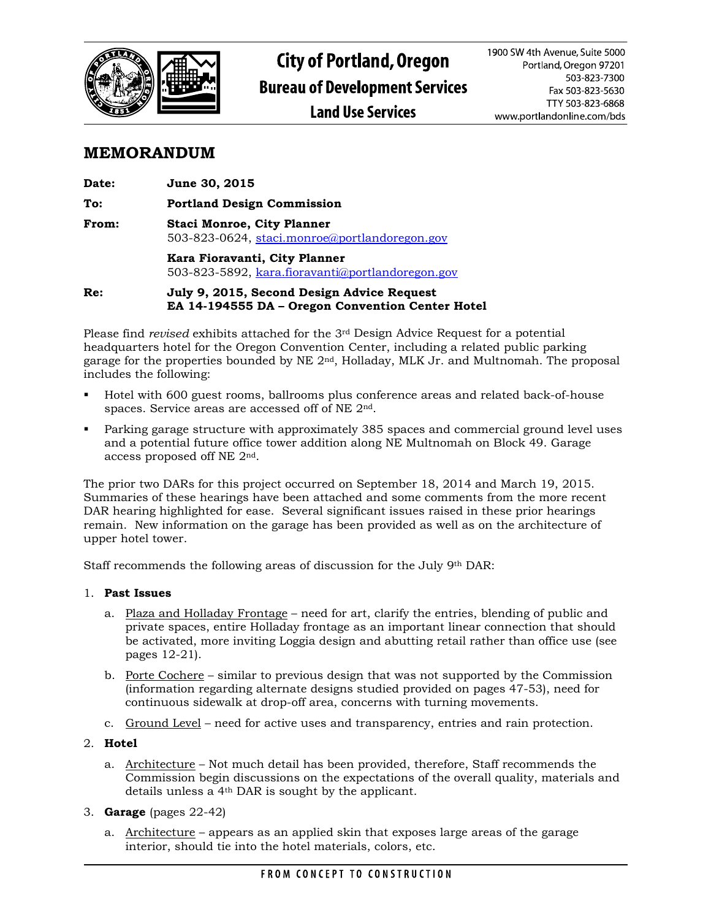City of Portland, Oregon
Bureau of Development Services
Land Use Services

1900 SW 4th Avenue, Suite 5000
Portland, Oregon 97201
503-823-7300
Fax 503-823-5630
TTY 503-823-6868
www.portlandonline.com/bds

# MEMORANDUM

**Date:** **June 30, 2015**

**To:** **Portland Design Commission**

**From:** **Staci Monroe, City Planner**
503-823-0624, staci.monroe@portlandoregon.gov

**Kara Fioravanti, City Planner**
503-823-5892, kara.fioravanti@portlandoregon.gov

**Re:** **July 9, 2015, Second Design Advice Request**
**EA 14-194555 DA – Oregon Convention Center Hotel**

Please find *revised* exhibits attached for the 3rd Design Advice Request for a potential headquarters hotel for the Oregon Convention Center, including a related public parking garage for the properties bounded by NE 2nd, Holladay, MLK Jr. and Multnomah. The proposal includes the following:

- Hotel with 600 guest rooms, ballrooms plus conference areas and related back-of-house spaces. Service areas are accessed off of NE 2nd.
- Parking garage structure with approximately 385 spaces and commercial ground level uses and a potential future office tower addition along NE Multnomah on Block 49. Garage access proposed off NE 2nd.

The prior two DARs for this project occurred on September 18, 2014 and March 19, 2015. Summaries of these hearings have been attached and some comments from the more recent DAR hearing highlighted for ease. Several significant issues raised in these prior hearings remain. New information on the garage has been provided as well as on the architecture of upper hotel tower.

Staff recommends the following areas of discussion for the July 9th DAR:

1. **Past Issues**
   a. Plaza and Holladay Frontage – need for art, clarify the entries, blending of public and private spaces, entire Holladay frontage as an important linear connection that should be activated, more inviting Loggia design and abutting retail rather than office use (see pages 12-21).
   b. Porte Cochere – similar to previous design that was not supported by the Commission (information regarding alternate designs studied provided on pages 47-53), need for continuous sidewalk at drop-off area, concerns with turning movements.
   c. Ground Level – need for active uses and transparency, entries and rain protection.
2. **Hotel**
   a. Architecture – Not much detail has been provided, therefore, Staff recommends the Commission begin discussions on the expectations of the overall quality, materials and details unless a 4th DAR is sought by the applicant.
3. **Garage** (pages 22-42)
   a. Architecture – appears as an applied skin that exposes large areas of the garage interior, should tie into the hotel materials, colors, etc.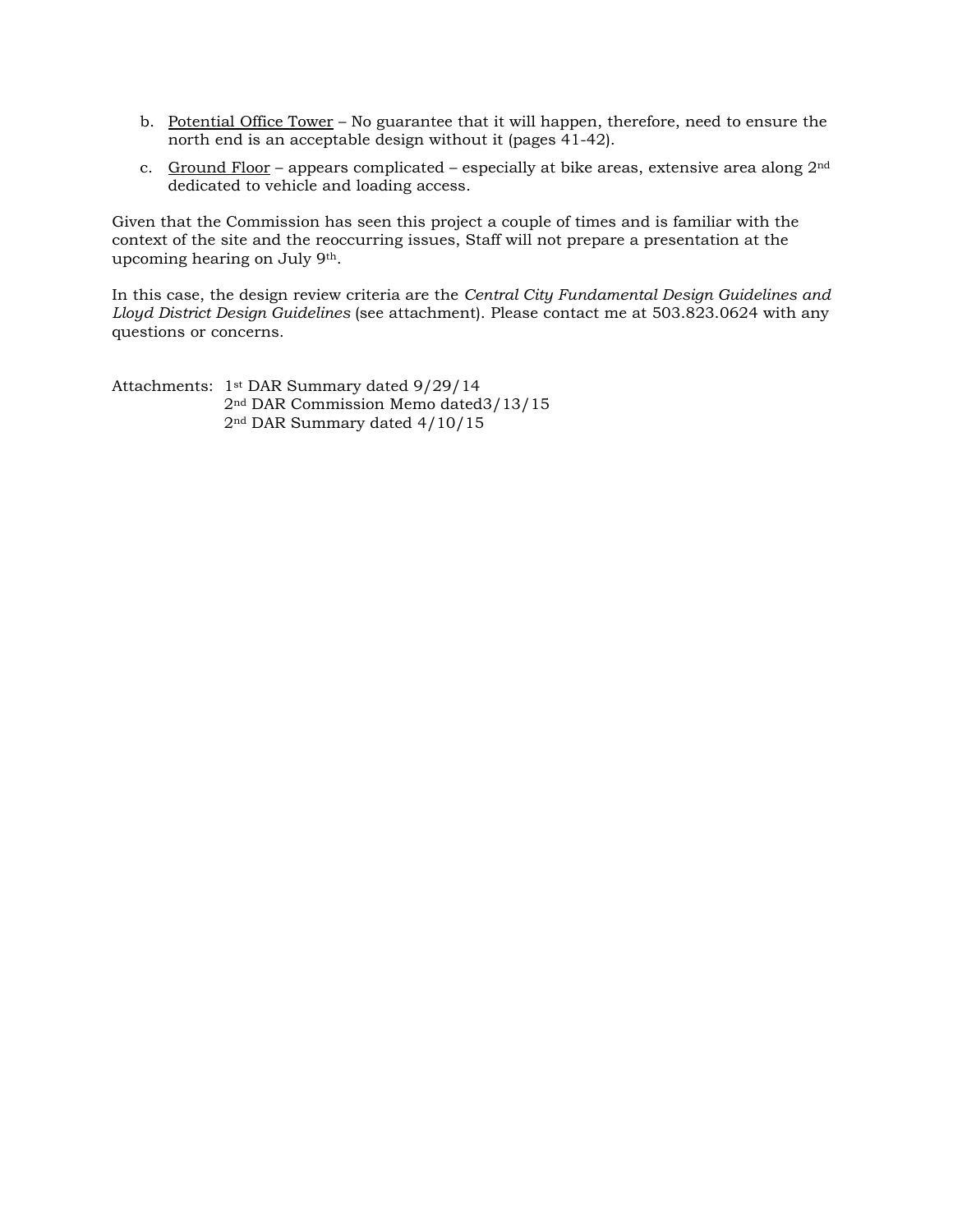b. Potential Office Tower – No guarantee that it will happen, therefore, need to ensure the north end is an acceptable design without it (pages 41-42).

c. Ground Floor – appears complicated – especially at bike areas, extensive area along 2nd dedicated to vehicle and loading access.

Given that the Commission has seen this project a couple of times and is familiar with the context of the site and the reoccurring issues, Staff will not prepare a presentation at the upcoming hearing on July 9th.

In this case, the design review criteria are the *Central City Fundamental Design Guidelines and Lloyd District Design Guidelines* (see attachment). Please contact me at 503.823.0624 with any questions or concerns.

Attachments: 1st DAR Summary dated 9/29/14
2nd DAR Commission Memo dated3/13/15
2nd DAR Summary dated 4/10/15